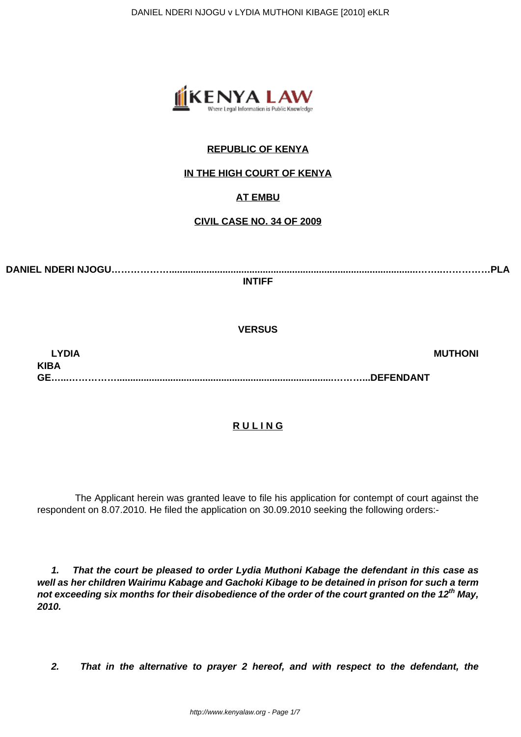**REPUBLIC OF KENYA**

**IN THE HIGH COURT OF KENYA**

**AT EMBU**

**CIVIL CASE NO. 34 OF 2009**

**DANIEL NDERI NJOGU……………….................................................................................…….…………….PLAINTIFF**

**VERSUS**

**LYDIA MUTHONI KIBAGE…..……………..............................................................................………...DEFENDANT**

**R U L I N G**

The Applicant herein was granted leave to file his application for contempt of court against the respondent on 8.07.2010. He filed the application on 30.09.2010 seeking the following orders:-

***1. That the court be pleased to order Lydia Muthoni Kabage the defendant in this case as well as her children Wairimu Kabage and Gachoki Kibage to be detained in prison for such a term not exceeding six months for their disobedience of the order of the court granted on the 12th May, 2010.***

***2. That in the alternative to prayer 2 hereof, and with respect to the defendant, the***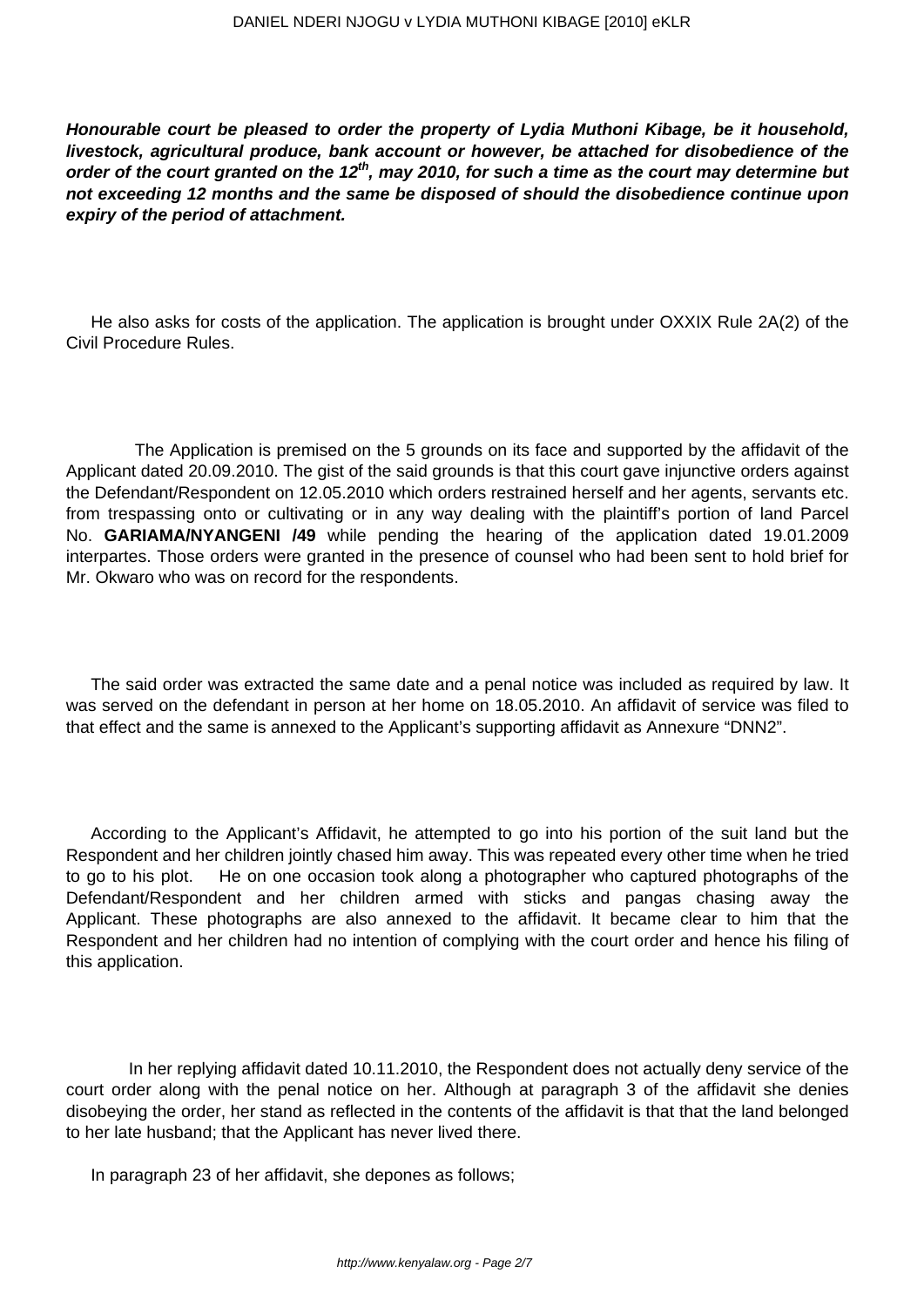***Honourable court be pleased to order the property of Lydia Muthoni Kibage, be it household, livestock, agricultural produce, bank account or however, be attached for disobedience of the order of the court granted on the 12th, may 2010, for such a time as the court may determine but not exceeding 12 months and the same be disposed of should the disobedience continue upon expiry of the period of attachment.***

He also asks for costs of the application. The application is brought under OXXIX Rule 2A(2) of the Civil Procedure Rules.

The Application is premised on the 5 grounds on its face and supported by the affidavit of the Applicant dated 20.09.2010. The gist of the said grounds is that this court gave injunctive orders against the Defendant/Respondent on 12.05.2010 which orders restrained herself and her agents, servants etc. from trespassing onto or cultivating or in any way dealing with the plaintiff's portion of land Parcel No. **GARIAMA/NYANGENI /49** while pending the hearing of the application dated 19.01.2009 interpartes. Those orders were granted in the presence of counsel who had been sent to hold brief for Mr. Okwaro who was on record for the respondents.

The said order was extracted the same date and a penal notice was included as required by law. It was served on the defendant in person at her home on 18.05.2010. An affidavit of service was filed to that effect and the same is annexed to the Applicant's supporting affidavit as Annexure "DNN2".

According to the Applicant's Affidavit, he attempted to go into his portion of the suit land but the Respondent and her children jointly chased him away. This was repeated every other time when he tried to go to his plot. He on one occasion took along a photographer who captured photographs of the Defendant/Respondent and her children armed with sticks and pangas chasing away the Applicant. These photographs are also annexed to the affidavit. It became clear to him that the Respondent and her children had no intention of complying with the court order and hence his filing of this application.

In her replying affidavit dated 10.11.2010, the Respondent does not actually deny service of the court order along with the penal notice on her. Although at paragraph 3 of the affidavit she denies disobeying the order, her stand as reflected in the contents of the affidavit is that that the land belonged to her late husband; that the Applicant has never lived there.

In paragraph 23 of her affidavit, she depones as follows;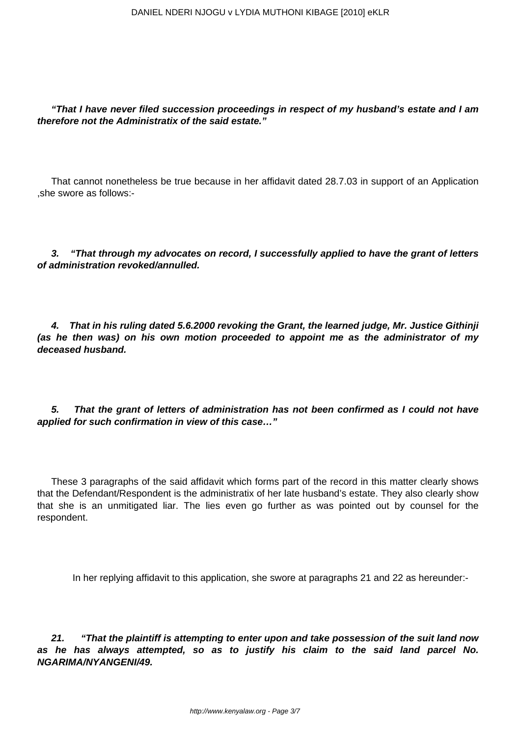***"That I have never filed succession proceedings in respect of my husband's estate and I am therefore not the Administratix of the said estate."***

That cannot nonetheless be true because in her affidavit dated 28.7.03 in support of an Application ,she swore as follows:-

***3. "That through my advocates on record, I successfully applied to have the grant of letters of administration revoked/annulled.***

***4. That in his ruling dated 5.6.2000 revoking the Grant, the learned judge, Mr. Justice Githinji (as he then was) on his own motion proceeded to appoint me as the administrator of my deceased husband.***

***5. That the grant of letters of administration has not been confirmed as I could not have applied for such confirmation in view of this case…"***

These 3 paragraphs of the said affidavit which forms part of the record in this matter clearly shows that the Defendant/Respondent is the administratix of her late husband's estate. They also clearly show that she is an unmitigated liar. The lies even go further as was pointed out by counsel for the respondent.

In her replying affidavit to this application, she swore at paragraphs 21 and 22 as hereunder:-

***21. "That the plaintiff is attempting to enter upon and take possession of the suit land now as he has always attempted, so as to justify his claim to the said land parcel No. NGARIMA/NYANGENI/49.***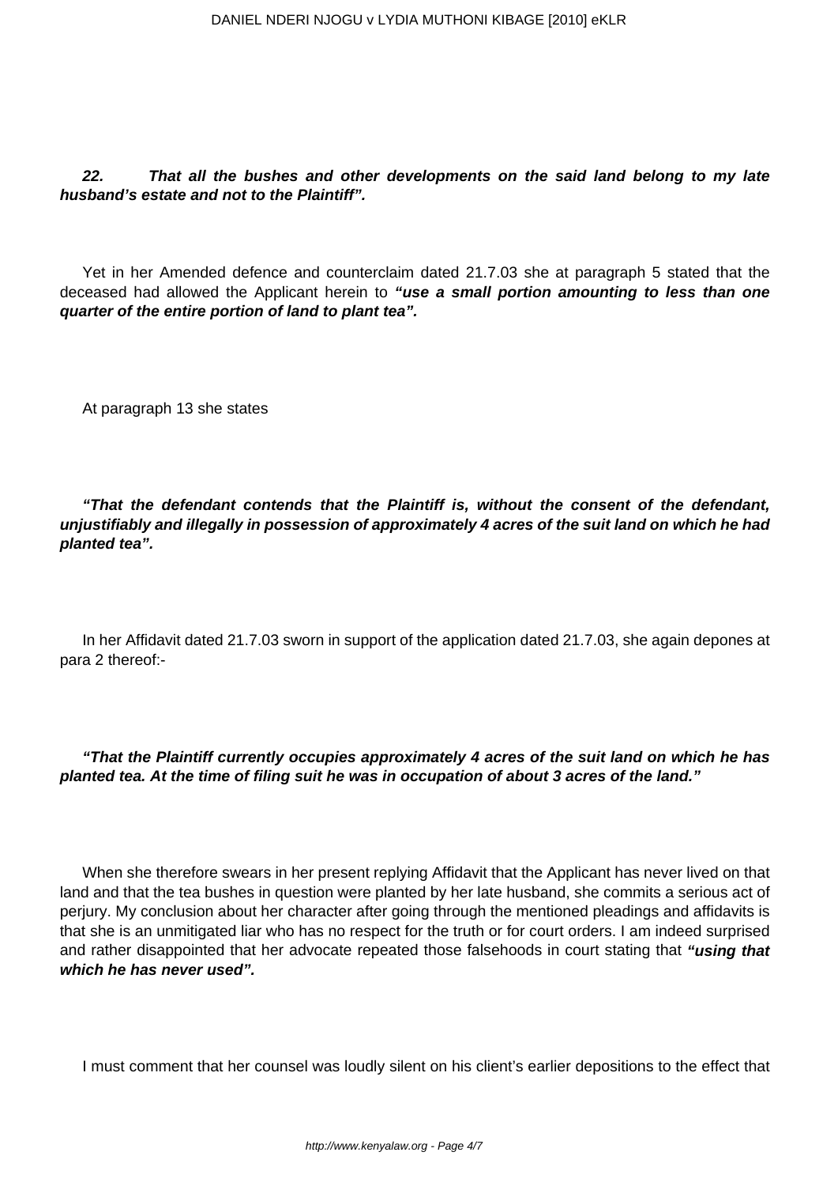***22. That all the bushes and other developments on the said land belong to my late husband's estate and not to the Plaintiff".***

Yet in her Amended defence and counterclaim dated 21.7.03 she at paragraph 5 stated that the deceased had allowed the Applicant herein to ***"use a small portion amounting to less than one quarter of the entire portion of land to plant tea".***

At paragraph 13 she states

***"That the defendant contends that the Plaintiff is, without the consent of the defendant, unjustifiably and illegally in possession of approximately 4 acres of the suit land on which he had planted tea".***

In her Affidavit dated 21.7.03 sworn in support of the application dated 21.7.03, she again depones at para 2 thereof:-

***"That the Plaintiff currently occupies approximately 4 acres of the suit land on which he has planted tea. At the time of filing suit he was in occupation of about 3 acres of the land."***

When she therefore swears in her present replying Affidavit that the Applicant has never lived on that land and that the tea bushes in question were planted by her late husband, she commits a serious act of perjury. My conclusion about her character after going through the mentioned pleadings and affidavits is that she is an unmitigated liar who has no respect for the truth or for court orders. I am indeed surprised and rather disappointed that her advocate repeated those falsehoods in court stating that ***"using that which he has never used".***

I must comment that her counsel was loudly silent on his client's earlier depositions to the effect that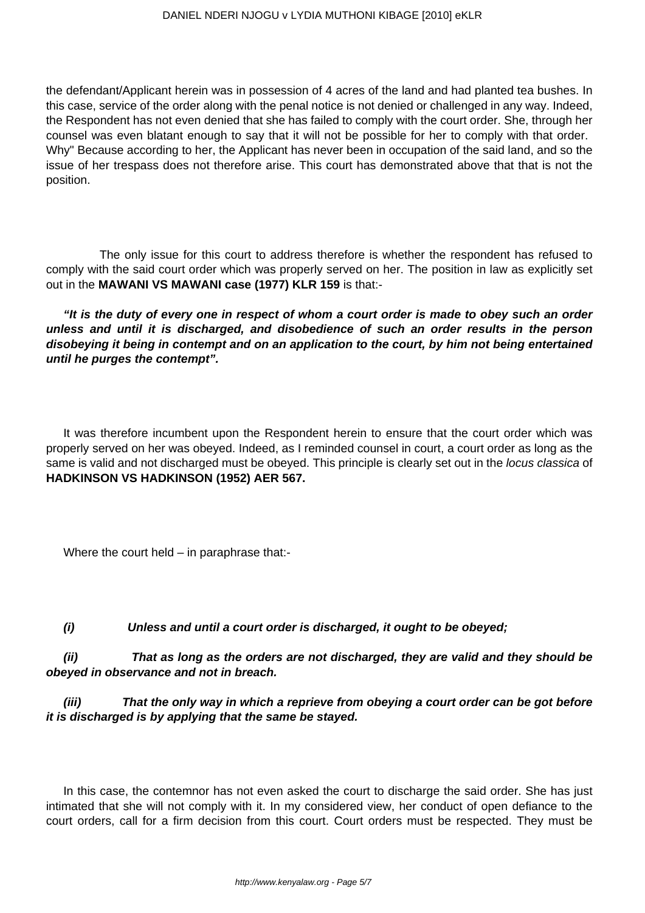the defendant/Applicant herein was in possession of 4 acres of the land and had planted tea bushes. In this case, service of the order along with the penal notice is not denied or challenged in any way. Indeed, the Respondent has not even denied that she has failed to comply with the court order. She, through her counsel was even blatant enough to say that it will not be possible for her to comply with that order. Why" Because according to her, the Applicant has never been in occupation of the said land, and so the issue of her trespass does not therefore arise. This court has demonstrated above that that is not the position.

The only issue for this court to address therefore is whether the respondent has refused to comply with the said court order which was properly served on her. The position in law as explicitly set out in the **MAWANI VS MAWANI case (1977) KLR 159** is that:-

***"It is the duty of every one in respect of whom a court order is made to obey such an order unless and until it is discharged, and disobedience of such an order results in the person disobeying it being in contempt and on an application to the court, by him not being entertained until he purges the contempt".***

It was therefore incumbent upon the Respondent herein to ensure that the court order which was properly served on her was obeyed. Indeed, as I reminded counsel in court, a court order as long as the same is valid and not discharged must be obeyed. This principle is clearly set out in the *locus classica* of **HADKINSON VS HADKINSON (1952) AER 567.**

Where the court held – in paraphrase that:-

***(i) Unless and until a court order is discharged, it ought to be obeyed;***

***(ii) That as long as the orders are not discharged, they are valid and they should be obeyed in observance and not in breach.***

***(iii) That the only way in which a reprieve from obeying a court order can be got before it is discharged is by applying that the same be stayed.***

In this case, the contemnor has not even asked the court to discharge the said order. She has just intimated that she will not comply with it. In my considered view, her conduct of open defiance to the court orders, call for a firm decision from this court. Court orders must be respected. They must be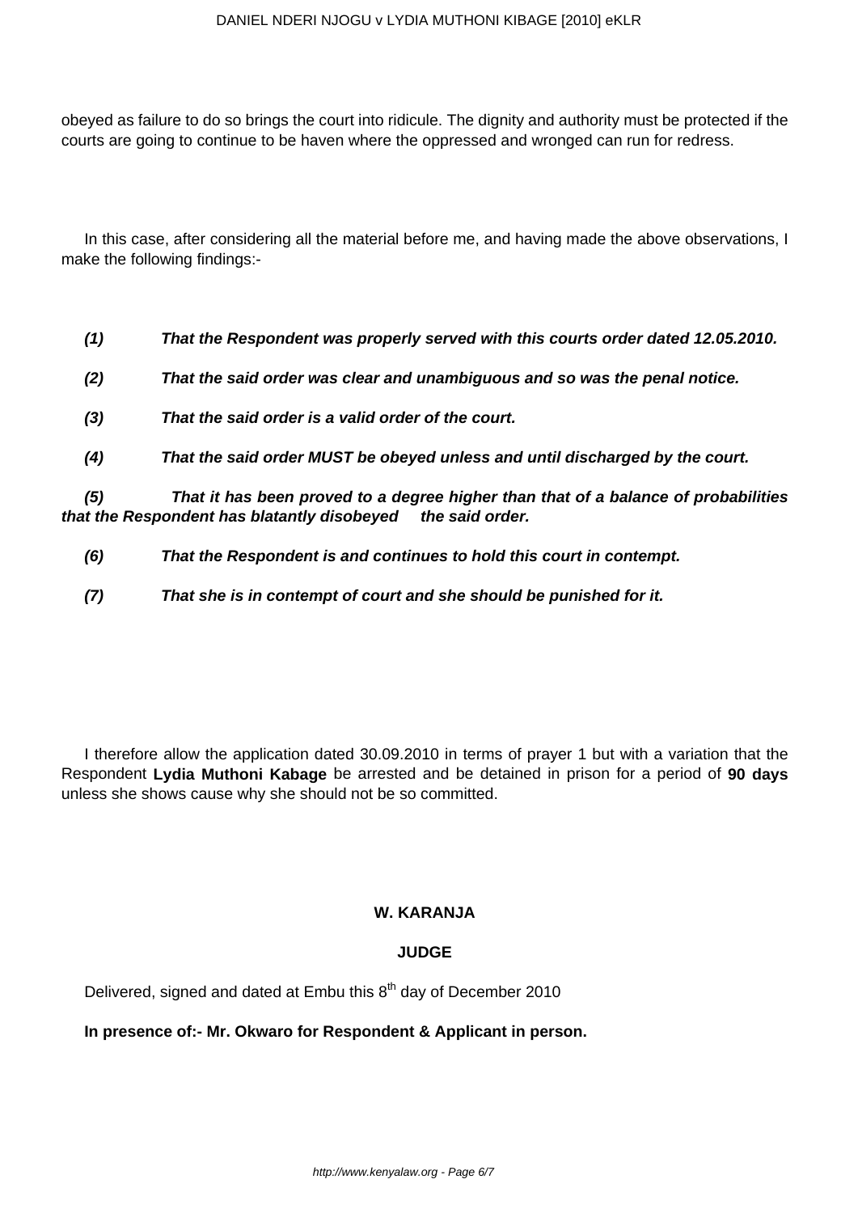obeyed as failure to do so brings the court into ridicule. The dignity and authority must be protected if the courts are going to continue to be haven where the oppressed and wronged can run for redress.

In this case, after considering all the material before me, and having made the above observations, I make the following findings:-

***(1) That the Respondent was properly served with this courts order dated 12.05.2010.***

***(2) That the said order was clear and unambiguous and so was the penal notice.***

***(3) That the said order is a valid order of the court.***

***(4) That the said order MUST be obeyed unless and until discharged by the court.***

***(5) That it has been proved to a degree higher than that of a balance of probabilities that the Respondent has blatantly disobeyed the said order.***

***(6) That the Respondent is and continues to hold this court in contempt.***

***(7) That she is in contempt of court and she should be punished for it.***

I therefore allow the application dated 30.09.2010 in terms of prayer 1 but with a variation that the Respondent **Lydia Muthoni Kabage** be arrested and be detained in prison for a period of **90 days** unless she shows cause why she should not be so committed.

**W. KARANJA**

**JUDGE**

Delivered, signed and dated at Embu this 8th day of December 2010

**In presence of:- Mr. Okwaro for Respondent & Applicant in person.**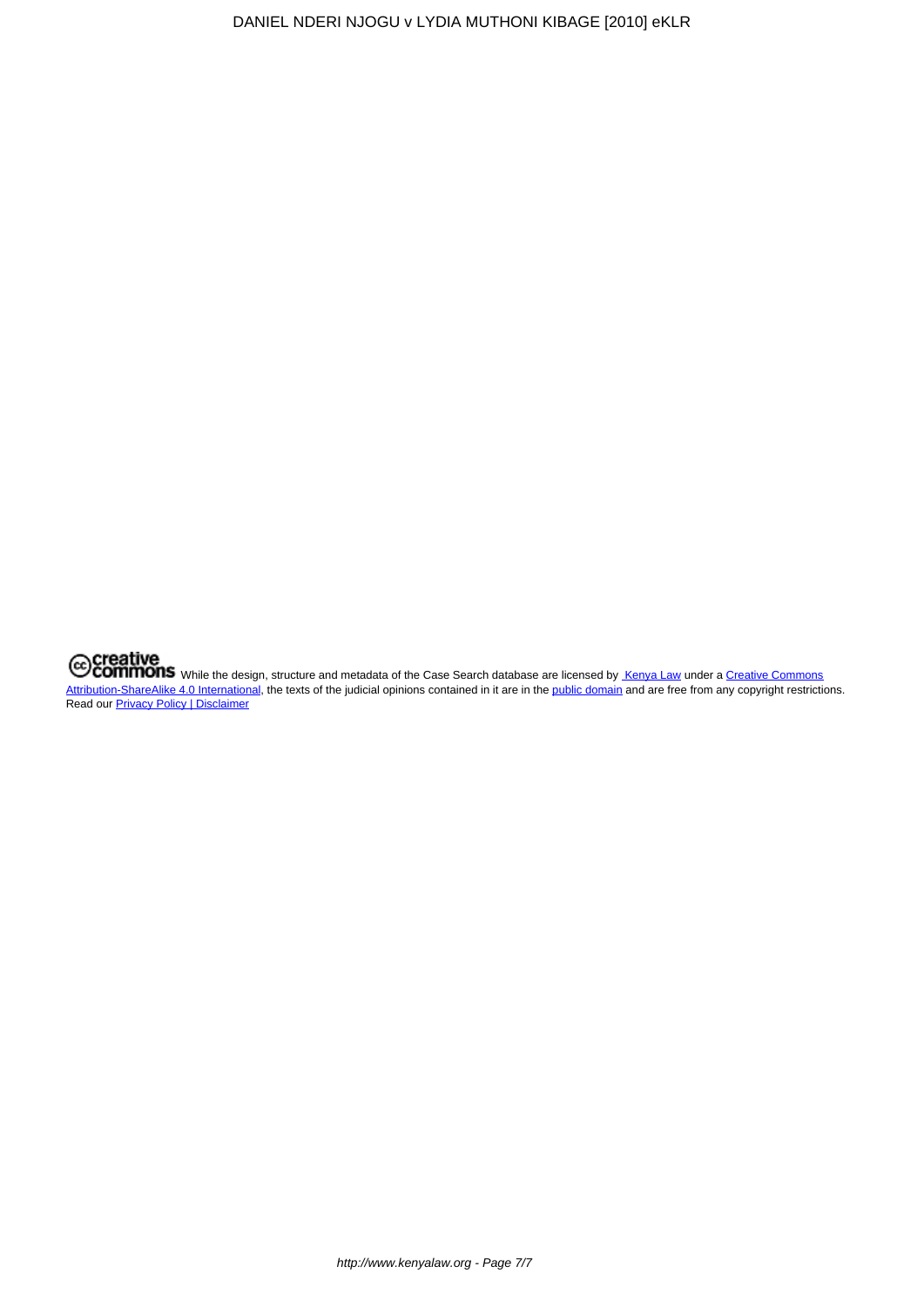While the design, structure and metadata of the Case Search database are licensed by Kenya Law under a Creative Commons Attribution-ShareAlike 4.0 International, the texts of the judicial opinions contained in it are in the public domain and are free from any copyright restrictions. Read our Privacy Policy | Disclaimer